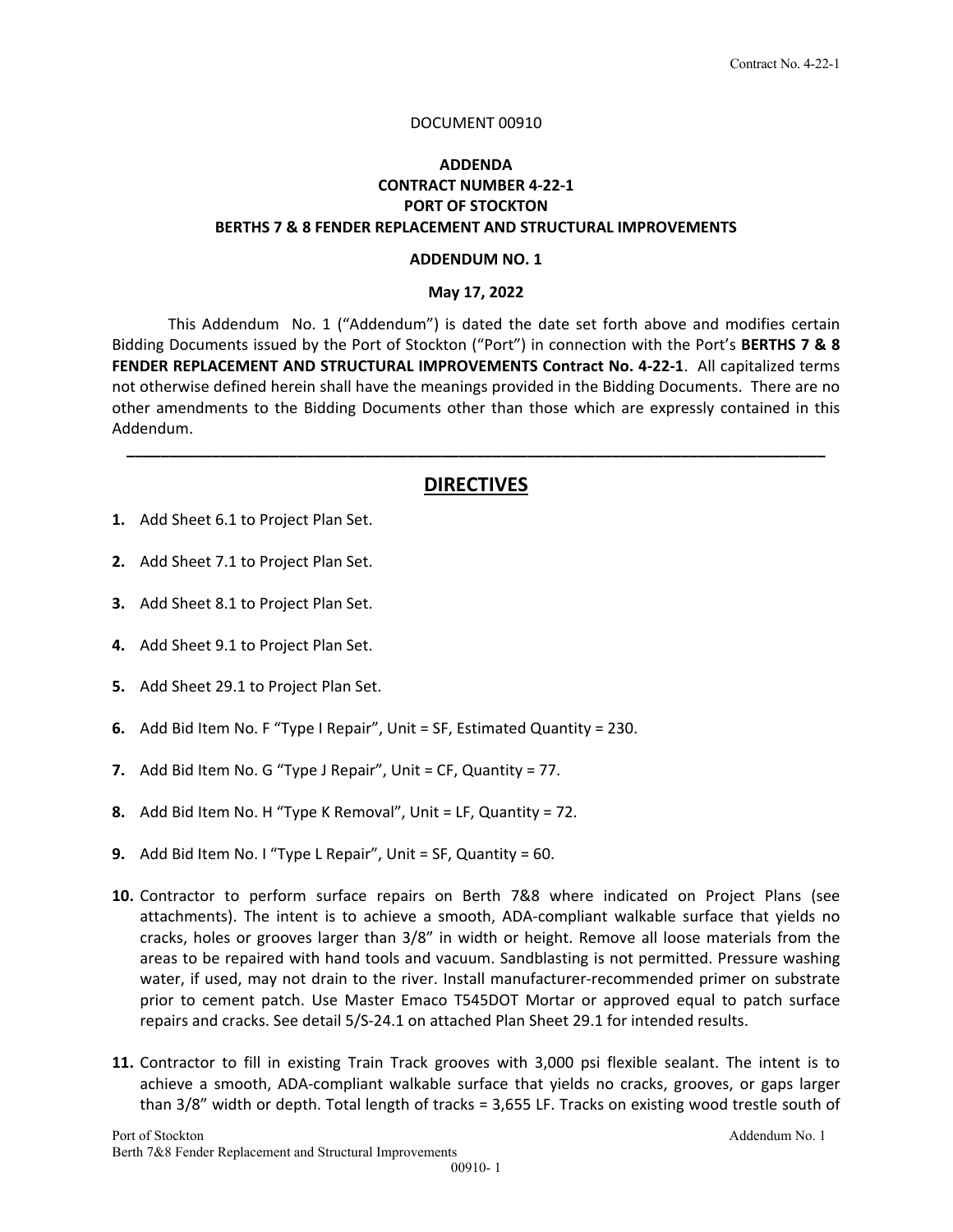DOCUMENT 00910

**ADDENDA**
**CONTRACT NUMBER 4-22-1**
**PORT OF STOCKTON**
**BERTHS 7 & 8 FENDER REPLACEMENT AND STRUCTURAL IMPROVEMENTS**

**ADDENDUM NO. 1**

**May 17, 2022**

This Addendum No. 1 ("Addendum") is dated the date set forth above and modifies certain Bidding Documents issued by the Port of Stockton ("Port") in connection with the Port's **BERTHS 7 & 8 FENDER REPLACEMENT AND STRUCTURAL IMPROVEMENTS Contract No. 4-22-1**. All capitalized terms not otherwise defined herein shall have the meanings provided in the Bidding Documents. There are no other amendments to the Bidding Documents other than those which are expressly contained in this Addendum.

---

## DIRECTIVES

1. Add Sheet 6.1 to Project Plan Set.
2. Add Sheet 7.1 to Project Plan Set.
3. Add Sheet 8.1 to Project Plan Set.
4. Add Sheet 9.1 to Project Plan Set.
5. Add Sheet 29.1 to Project Plan Set.
6. Add Bid Item No. F "Type I Repair", Unit = SF, Estimated Quantity = 230.
7. Add Bid Item No. G "Type J Repair", Unit = CF, Quantity = 77.
8. Add Bid Item No. H "Type K Removal", Unit = LF, Quantity = 72.
9. Add Bid Item No. I "Type L Repair", Unit = SF, Quantity = 60.
10. Contractor to perform surface repairs on Berth 7&8 where indicated on Project Plans (see attachments). The intent is to achieve a smooth, ADA-compliant walkable surface that yields no cracks, holes or grooves larger than 3/8" in width or height. Remove all loose materials from the areas to be repaired with hand tools and vacuum. Sandblasting is not permitted. Pressure washing water, if used, may not drain to the river. Install manufacturer-recommended primer on substrate prior to cement patch. Use Master Emaco T545DOT Mortar or approved equal to patch surface repairs and cracks. See detail 5/S-24.1 on attached Plan Sheet 29.1 for intended results.
11. Contractor to fill in existing Train Track grooves with 3,000 psi flexible sealant. The intent is to achieve a smooth, ADA-compliant walkable surface that yields no cracks, grooves, or gaps larger than 3/8" width or depth. Total length of tracks = 3,655 LF. Tracks on existing wood trestle south of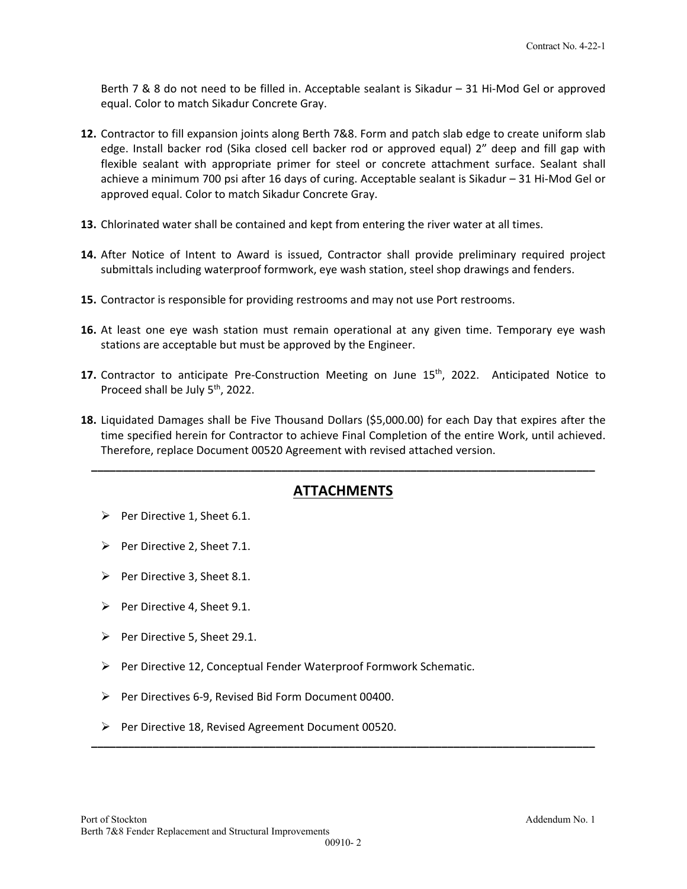Berth 7 & 8 do not need to be filled in. Acceptable sealant is Sikadur – 31 Hi-Mod Gel or approved equal. Color to match Sikadur Concrete Gray.

**12.** Contractor to fill expansion joints along Berth 7&8. Form and patch slab edge to create uniform slab edge. Install backer rod (Sika closed cell backer rod or approved equal) 2" deep and fill gap with flexible sealant with appropriate primer for steel or concrete attachment surface. Sealant shall achieve a minimum 700 psi after 16 days of curing. Acceptable sealant is Sikadur – 31 Hi-Mod Gel or approved equal. Color to match Sikadur Concrete Gray.

**13.** Chlorinated water shall be contained and kept from entering the river water at all times.

**14.** After Notice of Intent to Award is issued, Contractor shall provide preliminary required project submittals including waterproof formwork, eye wash station, steel shop drawings and fenders.

**15.** Contractor is responsible for providing restrooms and may not use Port restrooms.

**16.** At least one eye wash station must remain operational at any given time. Temporary eye wash stations are acceptable but must be approved by the Engineer.

**17.** Contractor to anticipate Pre-Construction Meeting on June 15th, 2022. Anticipated Notice to Proceed shall be July 5th, 2022.

**18.** Liquidated Damages shall be Five Thousand Dollars ($5,000.00) for each Day that expires after the time specified herein for Contractor to achieve Final Completion of the entire Work, until achieved. Therefore, replace Document 00520 Agreement with revised attached version.

---

## ATTACHMENTS

- Per Directive 1, Sheet 6.1.
- Per Directive 2, Sheet 7.1.
- Per Directive 3, Sheet 8.1.
- Per Directive 4, Sheet 9.1.
- Per Directive 5, Sheet 29.1.
- Per Directive 12, Conceptual Fender Waterproof Formwork Schematic.
- Per Directives 6-9, Revised Bid Form Document 00400.
- Per Directive 18, Revised Agreement Document 00520.

---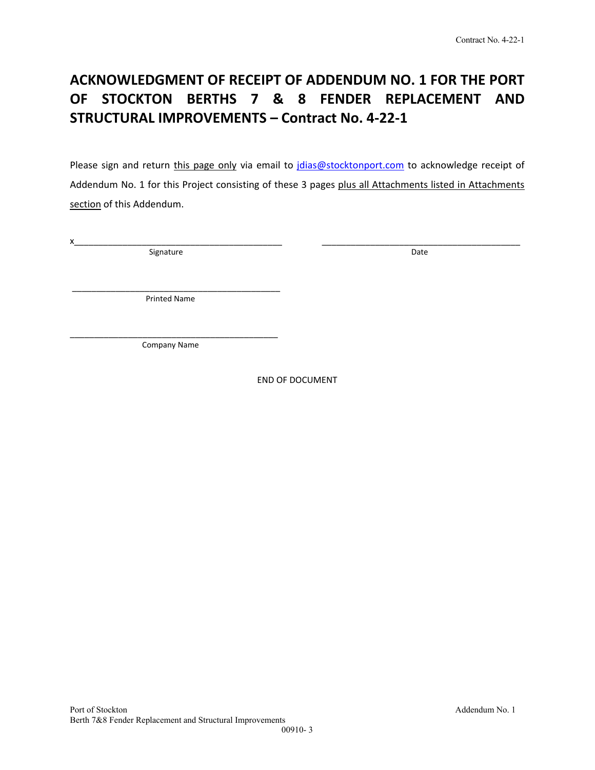# ACKNOWLEDGMENT OF RECEIPT OF ADDENDUM NO. 1 FOR THE PORT OF STOCKTON BERTHS 7 & 8 FENDER REPLACEMENT AND STRUCTURAL IMPROVEMENTS – Contract No. 4-22-1

Please sign and return this page only via email to jdias@stocktonport.com to acknowledge receipt of Addendum No. 1 for this Project consisting of these 3 pages plus all Attachments listed in Attachments section of this Addendum.

x_____________________________________________ _____________________________________________

Signature Date

_____________________________________________

Printed Name

_____________________________________________

Company Name

END OF DOCUMENT